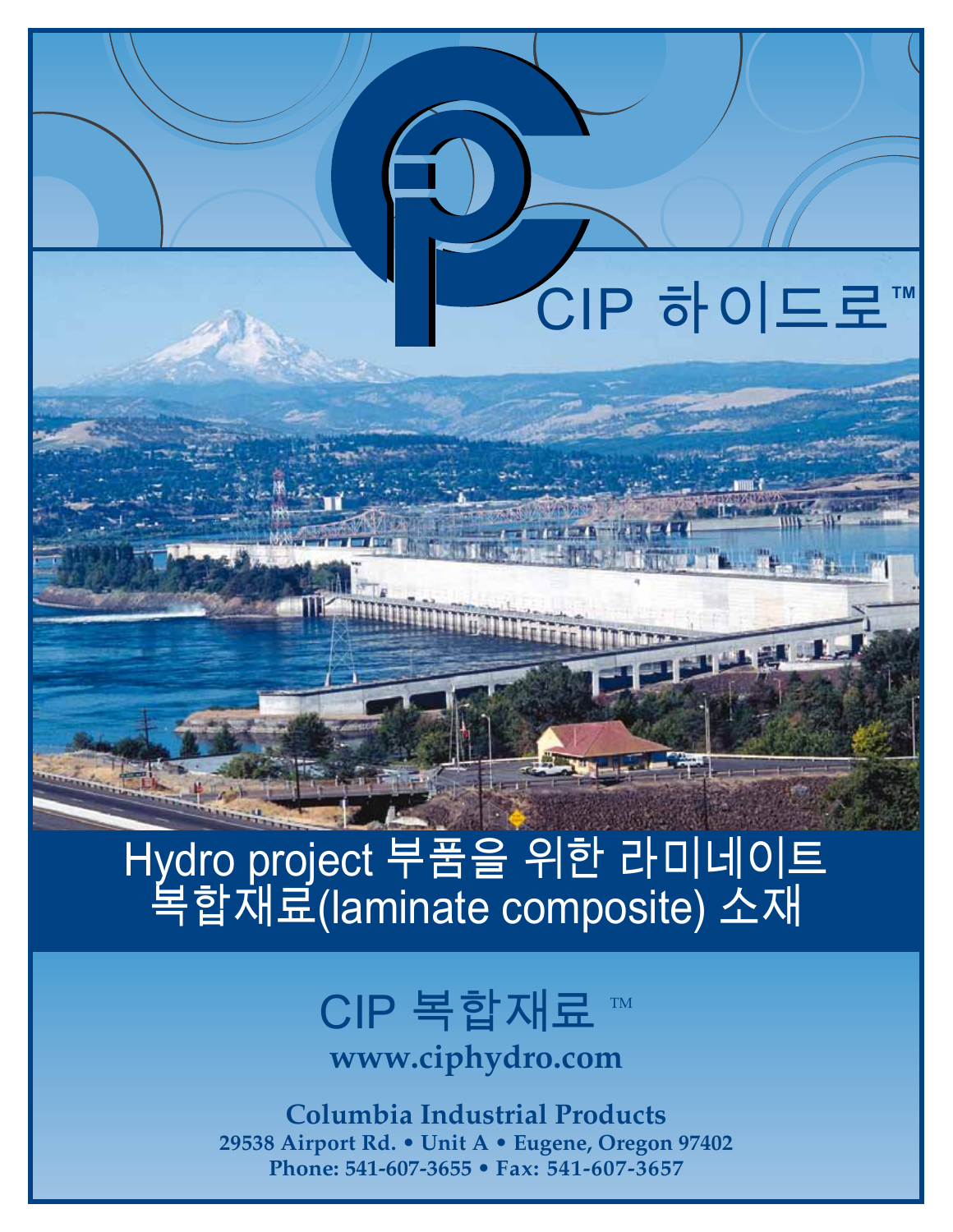CIP 하이드로™

# Hydro project 부품을 위한 라미네이트 복합재료(laminate composite) 소재

## CIP 복합재료 ™

**www.ciphydro.com**

**Columbia Industrial Products**
**29538 Airport Rd. • Unit A • Eugene, Oregon 97402**
**Phone: 541-607-3655 • Fax: 541-607-3657**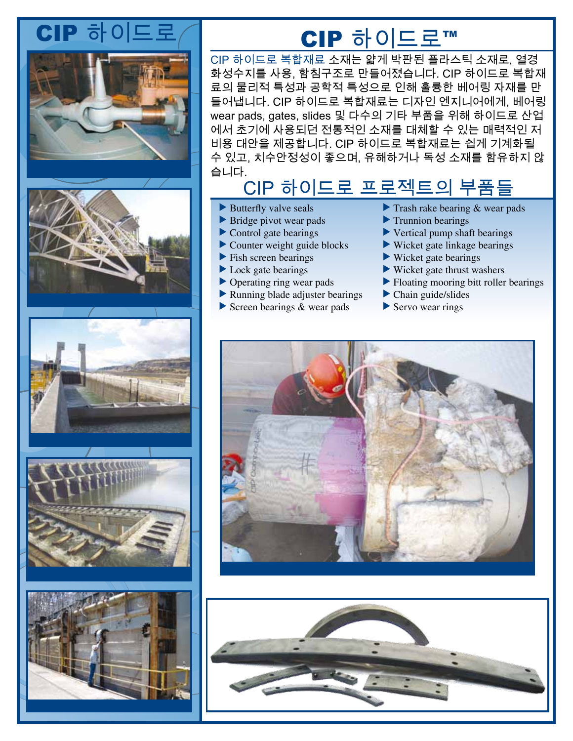# CIP 하이드로™

CIP 하이드로 복합재료 소재는 얇게 박판된 플라스틱 소재로, 열경화성수지를 사용, 함침구조로 만들어졌습니다. CIP 하이드로 복합재료의 물리적 특성과 공학적 특성으로 인해 훌륭한 베어링 자재를 만들어냅니다. CIP 하이드로 복합재료는 디자인 엔지니어에게, 베어링 wear pads, gates, slides 및 다수의 기타 부품을 위해 하이드로 산업에서 초기에 사용되던 전통적인 소재를 대체할 수 있는 매력적인 저비용 대안을 제공합니다. CIP 하이드로 복합재료는 쉽게 기계화될 수 있고, 치수안정성이 좋으며, 유해하거나 독성 소재를 함유하지 않습니다.

## CIP 하이드로 프로젝트의 부품들

- Butterfly valve seals
- Bridge pivot wear pads
- Control gate bearings
- Counter weight guide blocks
- Fish screen bearings
- Lock gate bearings
- Operating ring wear pads
- Running blade adjuster bearings
- Screen bearings & wear pads
- Trash rake bearing & wear pads
- Trunnion bearings
- Vertical pump shaft bearings
- Wicket gate linkage bearings
- Wicket gate bearings
- Wicket gate thrust washers
- Floating mooring bitt roller bearings
- Chain guide/slides
- Servo wear rings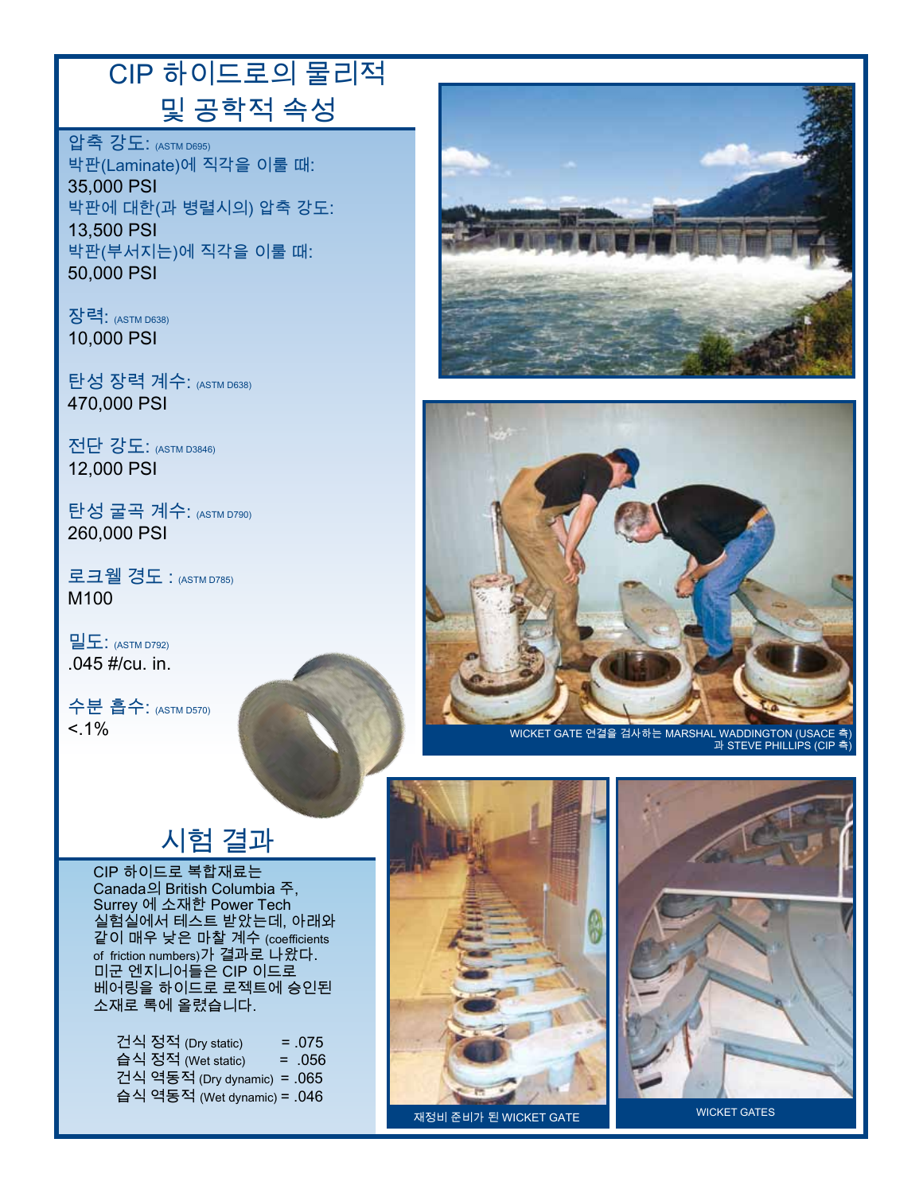# CIP 하이드로의 물리적 및 공학적 속성

압축 강도: (ASTM D695)
박판(Laminate)에 직각을 이룰 때:
35,000 PSI
박판에 대한(과 병렬시의) 압축 강도:
13,500 PSI
박판(부서지는)에 직각을 이룰 때:
50,000 PSI

장력: (ASTM D638)
10,000 PSI

탄성 장력 계수: (ASTM D638)
470,000 PSI

전단 강도: (ASTM D3846)
12,000 PSI

탄성 굴곡 계수: (ASTM D790)
260,000 PSI

로크웰 경도 : (ASTM D785)
M100

밀도: (ASTM D792)
.045 #/cu. in.

수분 흡수: (ASTM D570)
<.1%

WICKET GATE 연결을 검사하는 MARSHAL WADDINGTON (USACE 측) 과 STEVE PHILLIPS (CIP 측)

## 시험 결과

CIP 하이드로 복합재료는 Canada의 British Columbia 주, Surrey 에 소재한 Power Tech 실험실에서 테스트 받았는데, 아래와 같이 매우 낮은 마찰 계수 (coefficients of friction numbers)가 결과로 나왔다. 미군 엔지니어들은 CIP 이드로 베어링을 하이드로 로젝트에 승인된 소재로 록에 올렸습니다.

| | |
|---|---|
| 건식 정적 (Dry static) | = .075 |
| 습식 정적 (Wet static) | = .056 |
| 건식 역동적 (Dry dynamic) | = .065 |
| 습식 역동적 (Wet dynamic) | = .046 |

재정비 준비가 된 WICKET GATE

WICKET GATES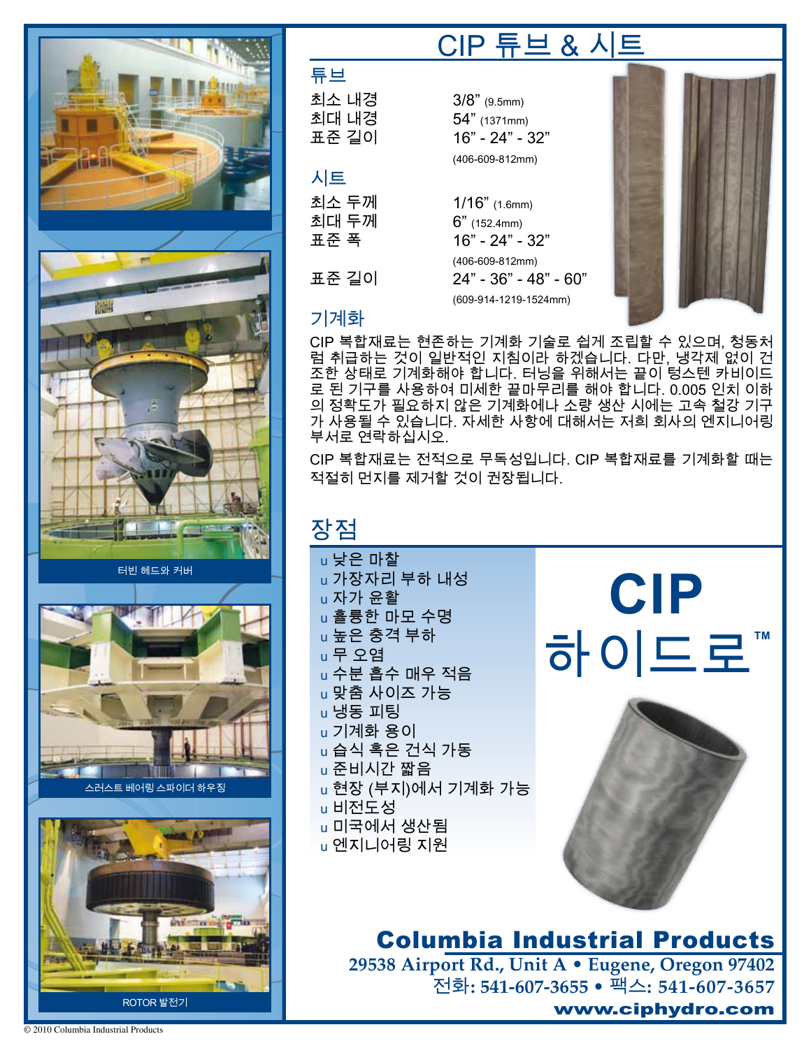# CIP 튜브 & 시트

## 튜브

| | |
|---|---|
| 최소 내경 | 3/8" (9.5mm) |
| 최대 내경 | 54" (1371mm) |
| 표준 길이 | 16" - 24" - 32" (406-609-812mm) |

## 시트

| | |
|---|---|
| 최소 두께 | 1/16" (1.6mm) |
| 최대 두께 | 6" (152.4mm) |
| 표준 폭 | 16" - 24" - 32" (406-609-812mm) |
| 표준 길이 | 24" - 36" - 48" - 60" (609-914-1219-1524mm) |

## 기계화

CIP 복합재료는 현존하는 기계화 기술로 쉽게 조립할 수 있으며, 청동처럼 취급하는 것이 일반적인 지침이라 하겠습니다. 다만, 냉각제 없이 건조한 상태로 기계화해야 합니다. 터닝을 위해서는 끝이 텅스텐 카바이드로 된 기구를 사용하여 미세한 끝마무리를 해야 합니다. 0.005 인치 이하의 정확도가 필요하지 않은 기계화에나 소량 생산 시에는 고속 철강 기구가 사용될 수 있습니다. 자세한 사항에 대해서는 저희 회사의 엔지니어링 부서로 연락하십시오.

CIP 복합재료는 전적으로 무독성입니다. CIP 복합재료를 기계화할 때는 적절히 먼지를 제거할 것이 권장됩니다.

## 장점

- 낮은 마찰
- 가장자리 부하 내성
- 자가 윤활
- 훌륭한 마모 수명
- 높은 충격 부하
- 무 오염
- 수분 흡수 매우 적음
- 맞춤 사이즈 가능
- 냉동 피팅
- 기계화 용이
- 습식 혹은 건식 가동
- 준비시간 짧음
- 현장 (부지)에서 기계화 가능
- 비전도성
- 미국에서 생산됨
- 엔지니어링 지원

**CIP 하이드로™**

터빈 헤드와 커버

스러스트 베어링 스파이더 하우징

ROTOR 발전기

**Columbia Industrial Products**
**29538 Airport Rd., Unit A • Eugene, Oregon 97402**
**전화: 541-607-3655 • 팩스: 541-607-3657**
**www.ciphydro.com**

© 2010 Columbia Industrial Products